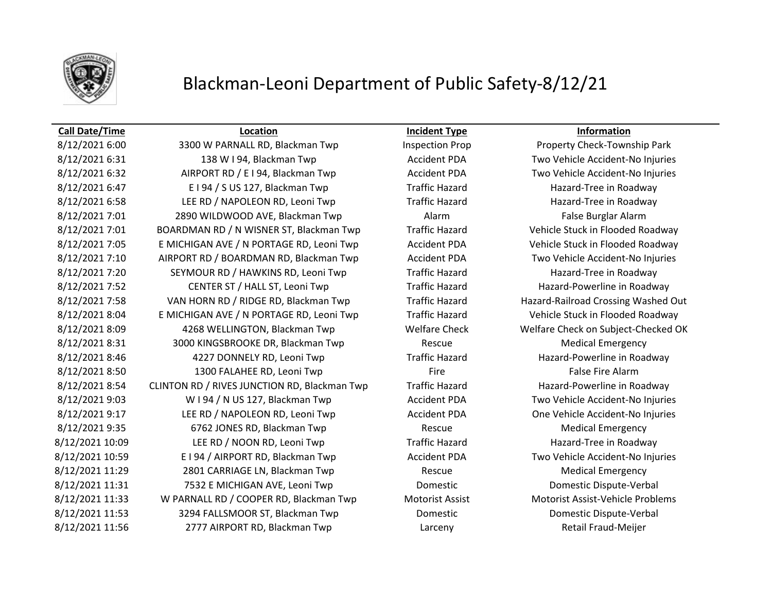# Blackman-Leoni Department of Public Safety-8/12/21

| Call Date/Time | Location | Incident Type | Information |
|---|---|---|---|
| 8/12/2021 6:00 | 3300 W PARNALL RD, Blackman Twp | Inspection Prop | Property Check-Township Park |
| 8/12/2021 6:31 | 138 W I 94, Blackman Twp | Accident PDA | Two Vehicle Accident-No Injuries |
| 8/12/2021 6:32 | AIRPORT RD / E I 94, Blackman Twp | Accident PDA | Two Vehicle Accident-No Injuries |
| 8/12/2021 6:47 | E I 94 / S US 127, Blackman Twp | Traffic Hazard | Hazard-Tree in Roadway |
| 8/12/2021 6:58 | LEE RD / NAPOLEON RD, Leoni Twp | Traffic Hazard | Hazard-Tree in Roadway |
| 8/12/2021 7:01 | 2890 WILDWOOD AVE, Blackman Twp | Alarm | False Burglar Alarm |
| 8/12/2021 7:01 | BOARDMAN RD / N WISNER ST, Blackman Twp | Traffic Hazard | Vehicle Stuck in Flooded Roadway |
| 8/12/2021 7:05 | E MICHIGAN AVE / N PORTAGE RD, Leoni Twp | Accident PDA | Vehicle Stuck in Flooded Roadway |
| 8/12/2021 7:10 | AIRPORT RD / BOARDMAN RD, Blackman Twp | Accident PDA | Two Vehicle Accident-No Injuries |
| 8/12/2021 7:20 | SEYMOUR RD / HAWKINS RD, Leoni Twp | Traffic Hazard | Hazard-Tree in Roadway |
| 8/12/2021 7:52 | CENTER ST / HALL ST, Leoni Twp | Traffic Hazard | Hazard-Powerline in Roadway |
| 8/12/2021 7:58 | VAN HORN RD / RIDGE RD, Blackman Twp | Traffic Hazard | Hazard-Railroad Crossing Washed Out |
| 8/12/2021 8:04 | E MICHIGAN AVE / N PORTAGE RD, Leoni Twp | Traffic Hazard | Vehicle Stuck in Flooded Roadway |
| 8/12/2021 8:09 | 4268 WELLINGTON, Blackman Twp | Welfare Check | Welfare Check on Subject-Checked OK |
| 8/12/2021 8:31 | 3000 KINGSBROOKE DR, Blackman Twp | Rescue | Medical Emergency |
| 8/12/2021 8:46 | 4227 DONNELY RD, Leoni Twp | Traffic Hazard | Hazard-Powerline in Roadway |
| 8/12/2021 8:50 | 1300 FALAHEE RD, Leoni Twp | Fire | False Fire Alarm |
| 8/12/2021 8:54 | CLINTON RD / RIVES JUNCTION RD, Blackman Twp | Traffic Hazard | Hazard-Powerline in Roadway |
| 8/12/2021 9:03 | W I 94 / N US 127, Blackman Twp | Accident PDA | Two Vehicle Accident-No Injuries |
| 8/12/2021 9:17 | LEE RD / NAPOLEON RD, Leoni Twp | Accident PDA | One Vehicle Accident-No Injuries |
| 8/12/2021 9:35 | 6762 JONES RD, Blackman Twp | Rescue | Medical Emergency |
| 8/12/2021 10:09 | LEE RD / NOON RD, Leoni Twp | Traffic Hazard | Hazard-Tree in Roadway |
| 8/12/2021 10:59 | E I 94 / AIRPORT RD, Blackman Twp | Accident PDA | Two Vehicle Accident-No Injuries |
| 8/12/2021 11:29 | 2801 CARRIAGE LN, Blackman Twp | Rescue | Medical Emergency |
| 8/12/2021 11:31 | 7532 E MICHIGAN AVE, Leoni Twp | Domestic | Domestic Dispute-Verbal |
| 8/12/2021 11:33 | W PARNALL RD / COOPER RD, Blackman Twp | Motorist Assist | Motorist Assist-Vehicle Problems |
| 8/12/2021 11:53 | 3294 FALLSMOOR ST, Blackman Twp | Domestic | Domestic Dispute-Verbal |
| 8/12/2021 11:56 | 2777 AIRPORT RD, Blackman Twp | Larceny | Retail Fraud-Meijer |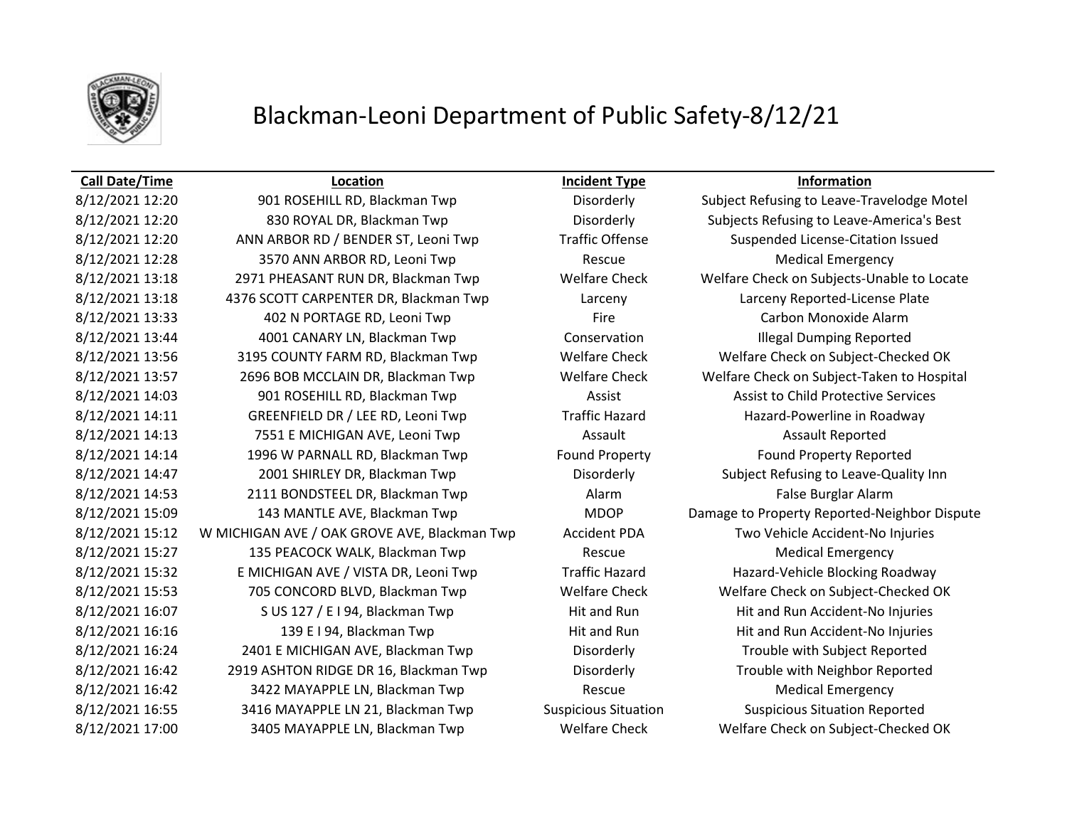# Blackman-Leoni Department of Public Safety-8/12/21

| Call Date/Time | Location | Incident Type | Information |
|---|---|---|---|
| 8/12/2021 12:20 | 901 ROSEHILL RD, Blackman Twp | Disorderly | Subject Refusing to Leave-Travelodge Motel |
| 8/12/2021 12:20 | 830 ROYAL DR, Blackman Twp | Disorderly | Subjects Refusing to Leave-America's Best |
| 8/12/2021 12:20 | ANN ARBOR RD / BENDER ST, Leoni Twp | Traffic Offense | Suspended License-Citation Issued |
| 8/12/2021 12:28 | 3570 ANN ARBOR RD, Leoni Twp | Rescue | Medical Emergency |
| 8/12/2021 13:18 | 2971 PHEASANT RUN DR, Blackman Twp | Welfare Check | Welfare Check on Subjects-Unable to Locate |
| 8/12/2021 13:18 | 4376 SCOTT CARPENTER DR, Blackman Twp | Larceny | Larceny Reported-License Plate |
| 8/12/2021 13:33 | 402 N PORTAGE RD, Leoni Twp | Fire | Carbon Monoxide Alarm |
| 8/12/2021 13:44 | 4001 CANARY LN, Blackman Twp | Conservation | Illegal Dumping Reported |
| 8/12/2021 13:56 | 3195 COUNTY FARM RD, Blackman Twp | Welfare Check | Welfare Check on Subject-Checked OK |
| 8/12/2021 13:57 | 2696 BOB MCCLAIN DR, Blackman Twp | Welfare Check | Welfare Check on Subject-Taken to Hospital |
| 8/12/2021 14:03 | 901 ROSEHILL RD, Blackman Twp | Assist | Assist to Child Protective Services |
| 8/12/2021 14:11 | GREENFIELD DR / LEE RD, Leoni Twp | Traffic Hazard | Hazard-Powerline in Roadway |
| 8/12/2021 14:13 | 7551 E MICHIGAN AVE, Leoni Twp | Assault | Assault Reported |
| 8/12/2021 14:14 | 1996 W PARNALL RD, Blackman Twp | Found Property | Found Property Reported |
| 8/12/2021 14:47 | 2001 SHIRLEY DR, Blackman Twp | Disorderly | Subject Refusing to Leave-Quality Inn |
| 8/12/2021 14:53 | 2111 BONDSTEEL DR, Blackman Twp | Alarm | False Burglar Alarm |
| 8/12/2021 15:09 | 143 MANTLE AVE, Blackman Twp | MDOP | Damage to Property Reported-Neighbor Dispute |
| 8/12/2021 15:12 | W MICHIGAN AVE / OAK GROVE AVE, Blackman Twp | Accident PDA | Two Vehicle Accident-No Injuries |
| 8/12/2021 15:27 | 135 PEACOCK WALK, Blackman Twp | Rescue | Medical Emergency |
| 8/12/2021 15:32 | E MICHIGAN AVE / VISTA DR, Leoni Twp | Traffic Hazard | Hazard-Vehicle Blocking Roadway |
| 8/12/2021 15:53 | 705 CONCORD BLVD, Blackman Twp | Welfare Check | Welfare Check on Subject-Checked OK |
| 8/12/2021 16:07 | S US 127 / E I 94, Blackman Twp | Hit and Run | Hit and Run Accident-No Injuries |
| 8/12/2021 16:16 | 139 E I 94, Blackman Twp | Hit and Run | Hit and Run Accident-No Injuries |
| 8/12/2021 16:24 | 2401 E MICHIGAN AVE, Blackman Twp | Disorderly | Trouble with Subject Reported |
| 8/12/2021 16:42 | 2919 ASHTON RIDGE DR 16, Blackman Twp | Disorderly | Trouble with Neighbor Reported |
| 8/12/2021 16:42 | 3422 MAYAPPLE LN, Blackman Twp | Rescue | Medical Emergency |
| 8/12/2021 16:55 | 3416 MAYAPPLE LN 21, Blackman Twp | Suspicious Situation | Suspicious Situation Reported |
| 8/12/2021 17:00 | 3405 MAYAPPLE LN, Blackman Twp | Welfare Check | Welfare Check on Subject-Checked OK |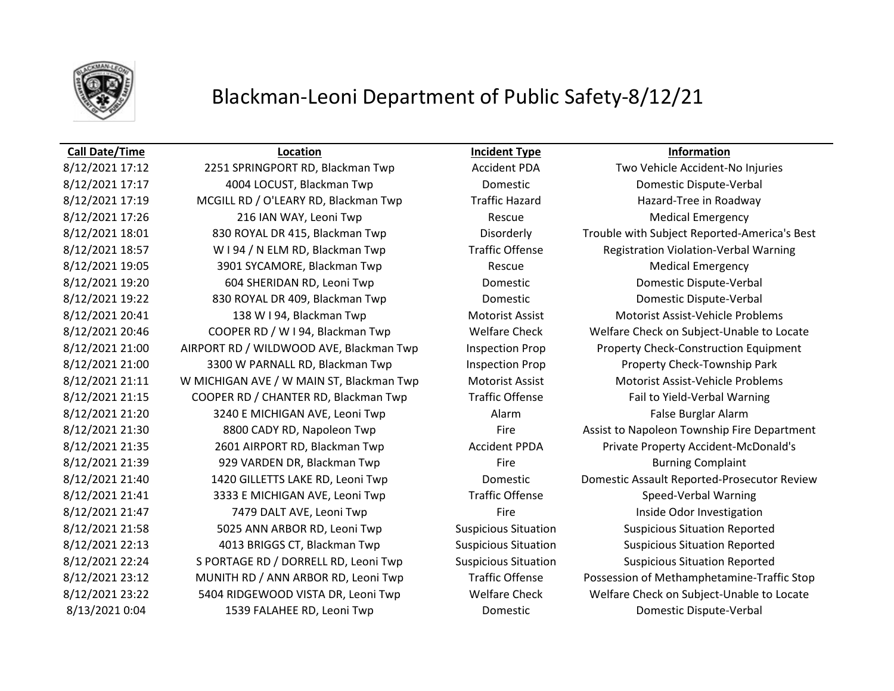# Blackman-Leoni Department of Public Safety-8/12/21

| Call Date/Time | Location | Incident Type | Information |
|---|---|---|---|
| 8/12/2021 17:12 | 2251 SPRINGPORT RD, Blackman Twp | Accident PDA | Two Vehicle Accident-No Injuries |
| 8/12/2021 17:17 | 4004 LOCUST, Blackman Twp | Domestic | Domestic Dispute-Verbal |
| 8/12/2021 17:19 | MCGILL RD / O'LEARY RD, Blackman Twp | Traffic Hazard | Hazard-Tree in Roadway |
| 8/12/2021 17:26 | 216 IAN WAY, Leoni Twp | Rescue | Medical Emergency |
| 8/12/2021 18:01 | 830 ROYAL DR 415, Blackman Twp | Disorderly | Trouble with Subject Reported-America's Best |
| 8/12/2021 18:57 | W I 94 / N ELM RD, Blackman Twp | Traffic Offense | Registration Violation-Verbal Warning |
| 8/12/2021 19:05 | 3901 SYCAMORE, Blackman Twp | Rescue | Medical Emergency |
| 8/12/2021 19:20 | 604 SHERIDAN RD, Leoni Twp | Domestic | Domestic Dispute-Verbal |
| 8/12/2021 19:22 | 830 ROYAL DR 409, Blackman Twp | Domestic | Domestic Dispute-Verbal |
| 8/12/2021 20:41 | 138 W I 94, Blackman Twp | Motorist Assist | Motorist Assist-Vehicle Problems |
| 8/12/2021 20:46 | COOPER RD / W I 94, Blackman Twp | Welfare Check | Welfare Check on Subject-Unable to Locate |
| 8/12/2021 21:00 | AIRPORT RD / WILDWOOD AVE, Blackman Twp | Inspection Prop | Property Check-Construction Equipment |
| 8/12/2021 21:00 | 3300 W PARNALL RD, Blackman Twp | Inspection Prop | Property Check-Township Park |
| 8/12/2021 21:11 | W MICHIGAN AVE / W MAIN ST, Blackman Twp | Motorist Assist | Motorist Assist-Vehicle Problems |
| 8/12/2021 21:15 | COOPER RD / CHANTER RD, Blackman Twp | Traffic Offense | Fail to Yield-Verbal Warning |
| 8/12/2021 21:20 | 3240 E MICHIGAN AVE, Leoni Twp | Alarm | False Burglar Alarm |
| 8/12/2021 21:30 | 8800 CADY RD, Napoleon Twp | Fire | Assist to Napoleon Township Fire Department |
| 8/12/2021 21:35 | 2601 AIRPORT RD, Blackman Twp | Accident PPDA | Private Property Accident-McDonald's |
| 8/12/2021 21:39 | 929 VARDEN DR, Blackman Twp | Fire | Burning Complaint |
| 8/12/2021 21:40 | 1420 GILLETTS LAKE RD, Leoni Twp | Domestic | Domestic Assault Reported-Prosecutor Review |
| 8/12/2021 21:41 | 3333 E MICHIGAN AVE, Leoni Twp | Traffic Offense | Speed-Verbal Warning |
| 8/12/2021 21:47 | 7479 DALT AVE, Leoni Twp | Fire | Inside Odor Investigation |
| 8/12/2021 21:58 | 5025 ANN ARBOR RD, Leoni Twp | Suspicious Situation | Suspicious Situation Reported |
| 8/12/2021 22:13 | 4013 BRIGGS CT, Blackman Twp | Suspicious Situation | Suspicious Situation Reported |
| 8/12/2021 22:24 | S PORTAGE RD / DORRELL RD, Leoni Twp | Suspicious Situation | Suspicious Situation Reported |
| 8/12/2021 23:12 | MUNITH RD / ANN ARBOR RD, Leoni Twp | Traffic Offense | Possession of Methamphetamine-Traffic Stop |
| 8/12/2021 23:22 | 5404 RIDGEWOOD VISTA DR, Leoni Twp | Welfare Check | Welfare Check on Subject-Unable to Locate |
| 8/13/2021 0:04 | 1539 FALAHEE RD, Leoni Twp | Domestic | Domestic Dispute-Verbal |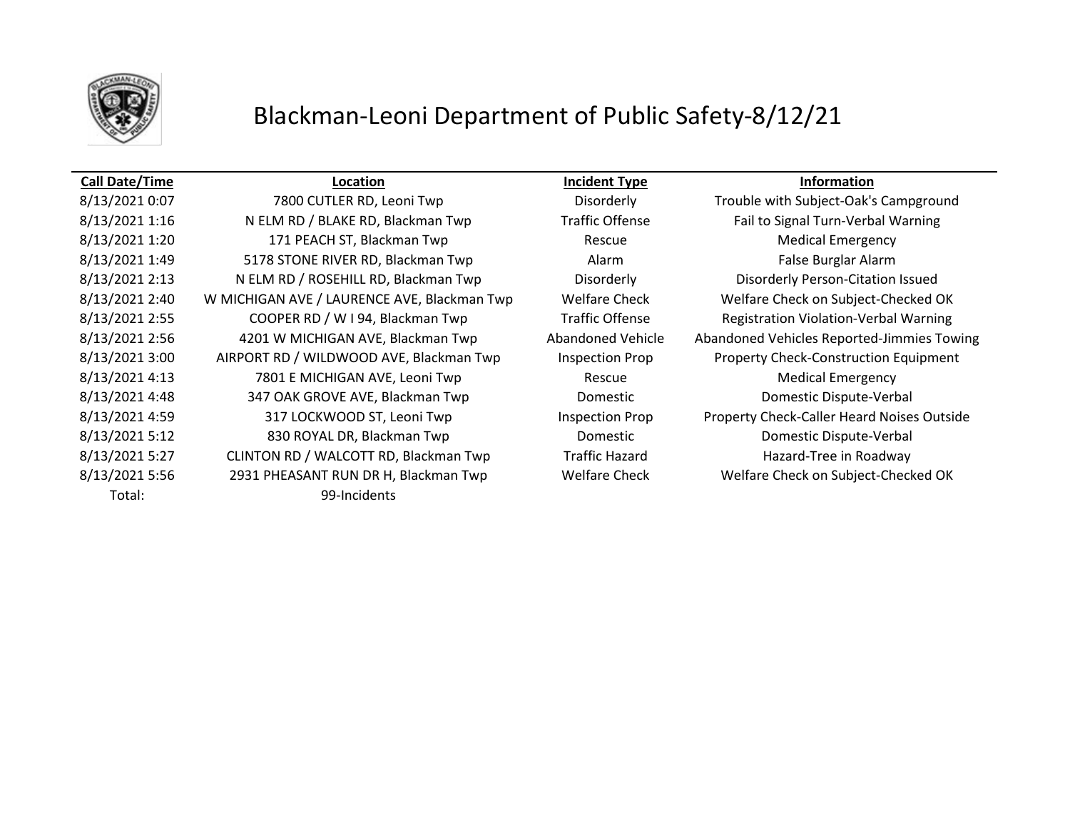# Blackman-Leoni Department of Public Safety-8/12/21

| Call Date/Time | Location | Incident Type | Information |
|---|---|---|---|
| 8/13/2021 0:07 | 7800 CUTLER RD, Leoni Twp | Disorderly | Trouble with Subject-Oak's Campground |
| 8/13/2021 1:16 | N ELM RD / BLAKE RD, Blackman Twp | Traffic Offense | Fail to Signal Turn-Verbal Warning |
| 8/13/2021 1:20 | 171 PEACH ST, Blackman Twp | Rescue | Medical Emergency |
| 8/13/2021 1:49 | 5178 STONE RIVER RD, Blackman Twp | Alarm | False Burglar Alarm |
| 8/13/2021 2:13 | N ELM RD / ROSEHILL RD, Blackman Twp | Disorderly | Disorderly Person-Citation Issued |
| 8/13/2021 2:40 | W MICHIGAN AVE / LAURENCE AVE, Blackman Twp | Welfare Check | Welfare Check on Subject-Checked OK |
| 8/13/2021 2:55 | COOPER RD / W I 94, Blackman Twp | Traffic Offense | Registration Violation-Verbal Warning |
| 8/13/2021 2:56 | 4201 W MICHIGAN AVE, Blackman Twp | Abandoned Vehicle | Abandoned Vehicles Reported-Jimmies Towing |
| 8/13/2021 3:00 | AIRPORT RD / WILDWOOD AVE, Blackman Twp | Inspection Prop | Property Check-Construction Equipment |
| 8/13/2021 4:13 | 7801 E MICHIGAN AVE, Leoni Twp | Rescue | Medical Emergency |
| 8/13/2021 4:48 | 347 OAK GROVE AVE, Blackman Twp | Domestic | Domestic Dispute-Verbal |
| 8/13/2021 4:59 | 317 LOCKWOOD ST, Leoni Twp | Inspection Prop | Property Check-Caller Heard Noises Outside |
| 8/13/2021 5:12 | 830 ROYAL DR, Blackman Twp | Domestic | Domestic Dispute-Verbal |
| 8/13/2021 5:27 | CLINTON RD / WALCOTT RD, Blackman Twp | Traffic Hazard | Hazard-Tree in Roadway |
| 8/13/2021 5:56 | 2931 PHEASANT RUN DR H, Blackman Twp | Welfare Check | Welfare Check on Subject-Checked OK |
| Total: | 99-Incidents | | |